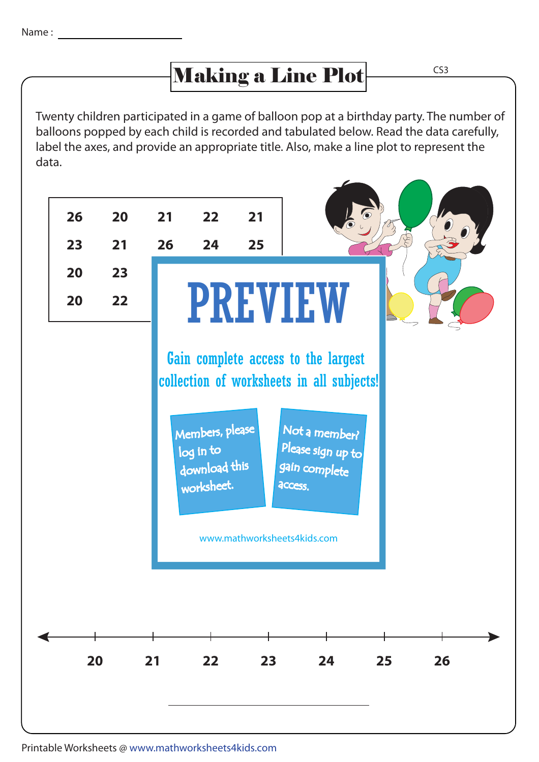Name :

# Making a Line Plot

Twenty children participated in a game of balloon pop at a birthday party. The number of balloons popped by each child is recorded and tabulated below. Read the data carefully, label the axes, and provide an appropriate title. Also, make a line plot to represent the data.

| | | | | |
|---|---|---|---|---|
| 26 | 20 | 21 | 22 | 21 |
| 23 | 21 | 26 | 24 | 25 |
| 20 | 23 | | | |
| 20 | 22 | | | |

PREVIEW

Gain complete access to the largest collection of worksheets in all subjects!

Members, please log in to download this worksheet.

Not a member? Please sign up to gain complete access.

www.mathworksheets4kids.com

20 21 22 23 24 25 26

Printable Worksheets @ www.mathworksheets4kids.com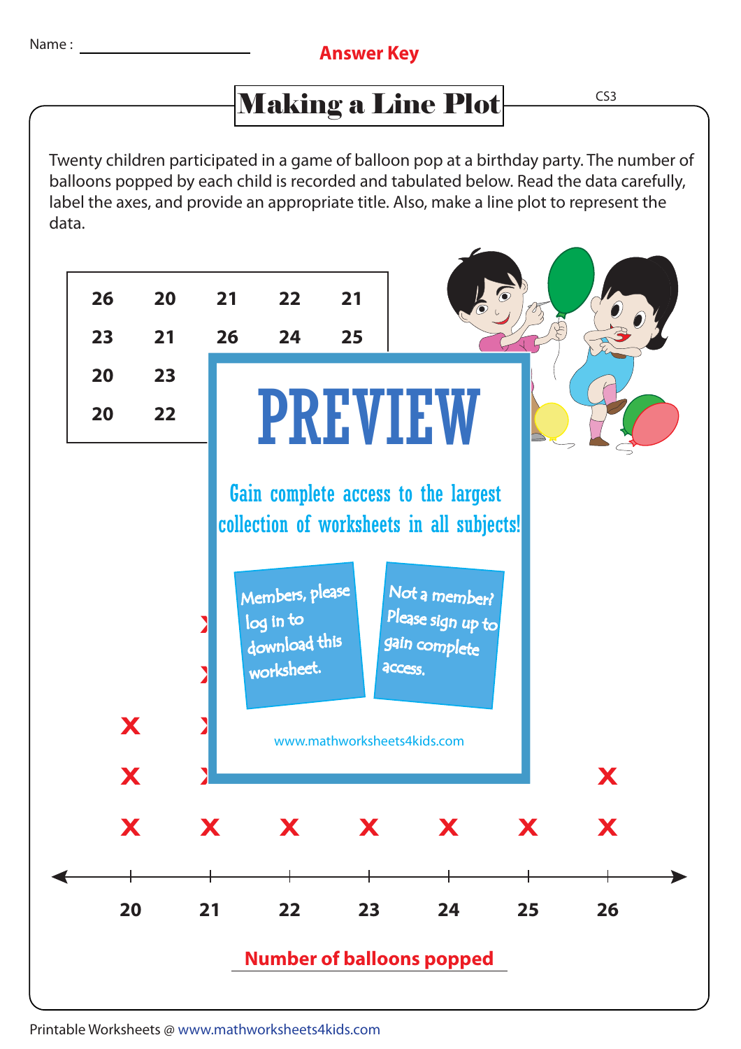Name :

**Answer Key**

# Making a Line Plot

CS3

Twenty children participated in a game of balloon pop at a birthday party. The number of balloons popped by each child is recorded and tabulated below. Read the data carefully, label the axes, and provide an appropriate title. Also, make a line plot to represent the data.

| | | | | |
|---|---|---|---|---|
| **26** | **20** | **21** | **22** | **21** |
| **23** | **21** | **26** | **24** | **25** |
| **20** | **23** | | | |
| **20** | **22** | | | |

PREVIEW

Gain complete access to the largest collection of worksheets in all subjects!

Members, please log in to download this worksheet.

Not a member? Please sign up to gain complete access.

www.mathworksheets4kids.com

20 21 22 23 24 25 26

**Number of balloons popped**

Printable Worksheets @ www.mathworksheets4kids.com